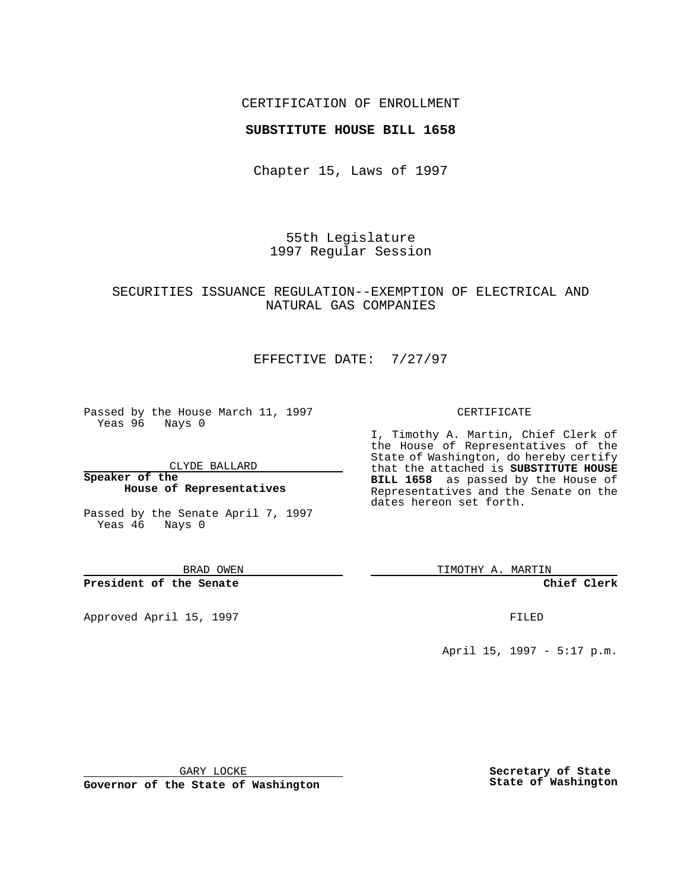CERTIFICATION OF ENROLLMENT

**SUBSTITUTE HOUSE BILL 1658**

Chapter 15, Laws of 1997

55th Legislature
1997 Regular Session

SECURITIES ISSUANCE REGULATION--EXEMPTION OF ELECTRICAL AND NATURAL GAS COMPANIES

EFFECTIVE DATE: 7/27/97

Passed by the House March 11, 1997
Yeas 96 Nays 0

CLYDE BALLARD

**Speaker of the House of Representatives**

Passed by the Senate April 7, 1997
Yeas 46 Nays 0

BRAD OWEN

**President of the Senate**

Approved April 15, 1997

GARY LOCKE

**Governor of the State of Washington**

CERTIFICATE

I, Timothy A. Martin, Chief Clerk of the House of Representatives of the State of Washington, do hereby certify that the attached is **SUBSTITUTE HOUSE BILL 1658** as passed by the House of Representatives and the Senate on the dates hereon set forth.

TIMOTHY A. MARTIN

**Chief Clerk**

FILED

April 15, 1997 - 5:17 p.m.

**Secretary of State State of Washington**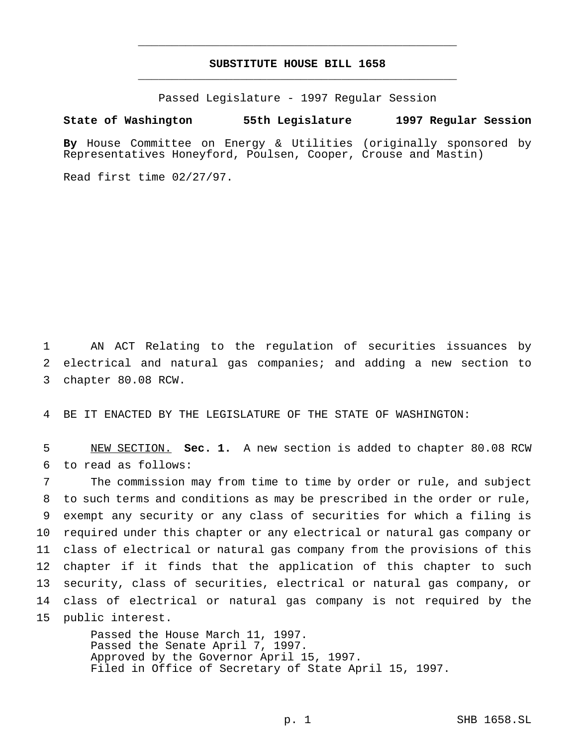# SUBSTITUTE HOUSE BILL 1658

Passed Legislature - 1997 Regular Session

**State of Washington 55th Legislature 1997 Regular Session**

**By** House Committee on Energy & Utilities (originally sponsored by Representatives Honeyford, Poulsen, Cooper, Crouse and Mastin)

Read first time 02/27/97.

AN ACT Relating to the regulation of securities issuances by electrical and natural gas companies; and adding a new section to chapter 80.08 RCW.

BE IT ENACTED BY THE LEGISLATURE OF THE STATE OF WASHINGTON:

NEW SECTION. **Sec. 1.** A new section is added to chapter 80.08 RCW to read as follows:

The commission may from time to time by order or rule, and subject to such terms and conditions as may be prescribed in the order or rule, exempt any security or any class of securities for which a filing is required under this chapter or any electrical or natural gas company or class of electrical or natural gas company from the provisions of this chapter if it finds that the application of this chapter to such security, class of securities, electrical or natural gas company, or class of electrical or natural gas company is not required by the public interest.

Passed the House March 11, 1997.
Passed the Senate April 7, 1997.
Approved by the Governor April 15, 1997.
Filed in Office of Secretary of State April 15, 1997.